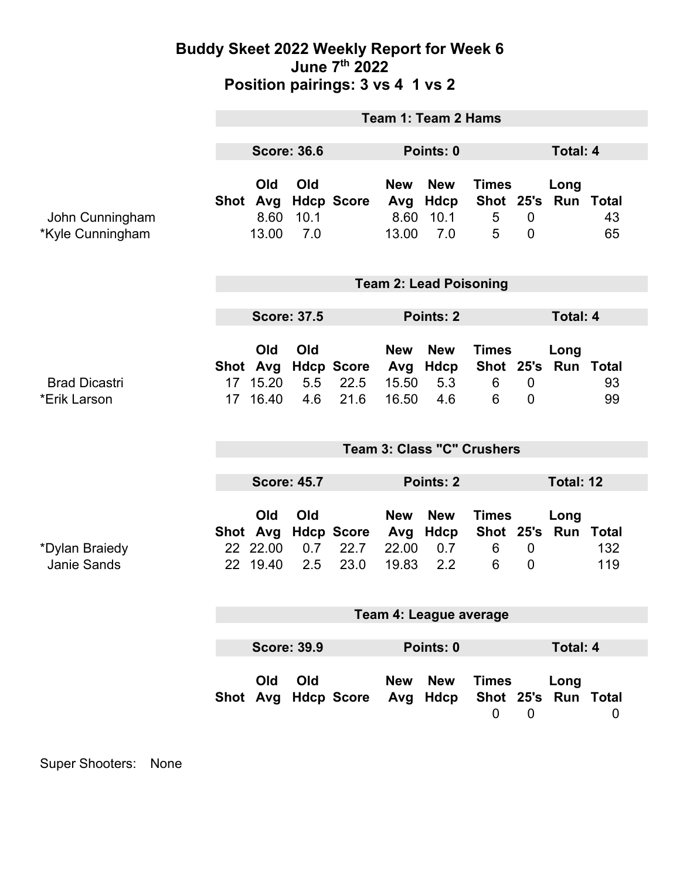# Buddy Skeet 2022 Weekly Report for Week 6
## June 7th 2022
## Position pairings: 3 vs 4  1 vs 2

### Team 1: Team 2 Hams

**Score: 36.6** | **Points: 0** | **Total: 4**

| | Shot | Old Avg | Old Hdcp | Score | New Avg | New Hdcp | Times Shot | 25's | Long Run | Total |
|---|---|---|---|---|---|---|---|---|---|---|
| John Cunningham | | 8.60 | 10.1 | | 8.60 | 10.1 | 5 | 0 | | 43 |
| *Kyle Cunningham | | 13.00 | 7.0 | | 13.00 | 7.0 | 5 | 0 | | 65 |

### Team 2: Lead Poisoning

**Score: 37.5** | **Points: 2** | **Total: 4**

| | Shot | Old Avg | Old Hdcp | Score | New Avg | New Hdcp | Times Shot | 25's | Long Run | Total |
|---|---|---|---|---|---|---|---|---|---|---|
| Brad Dicastri | 17 | 15.20 | 5.5 | 22.5 | 15.50 | 5.3 | 6 | 0 | | 93 |
| *Erik Larson | 17 | 16.40 | 4.6 | 21.6 | 16.50 | 4.6 | 6 | 0 | | 99 |

### Team 3: Class "C" Crushers

**Score: 45.7** | **Points: 2** | **Total: 12**

| | Shot | Old Avg | Old Hdcp | Score | New Avg | New Hdcp | Times Shot | 25's | Long Run | Total |
|---|---|---|---|---|---|---|---|---|---|---|
| *Dylan Braiedy | 22 | 22.00 | 0.7 | 22.7 | 22.00 | 0.7 | 6 | 0 | | 132 |
| Janie Sands | 22 | 19.40 | 2.5 | 23.0 | 19.83 | 2.2 | 6 | 0 | | 119 |

### Team 4: League average

**Score: 39.9** | **Points: 0** | **Total: 4**

| | Shot | Old Avg | Old Hdcp | Score | New Avg | New Hdcp | Times Shot | 25's | Long Run | Total |
|---|---|---|---|---|---|---|---|---|---|---|
| | | | | | | | 0 | 0 | | 0 |

Super Shooters: None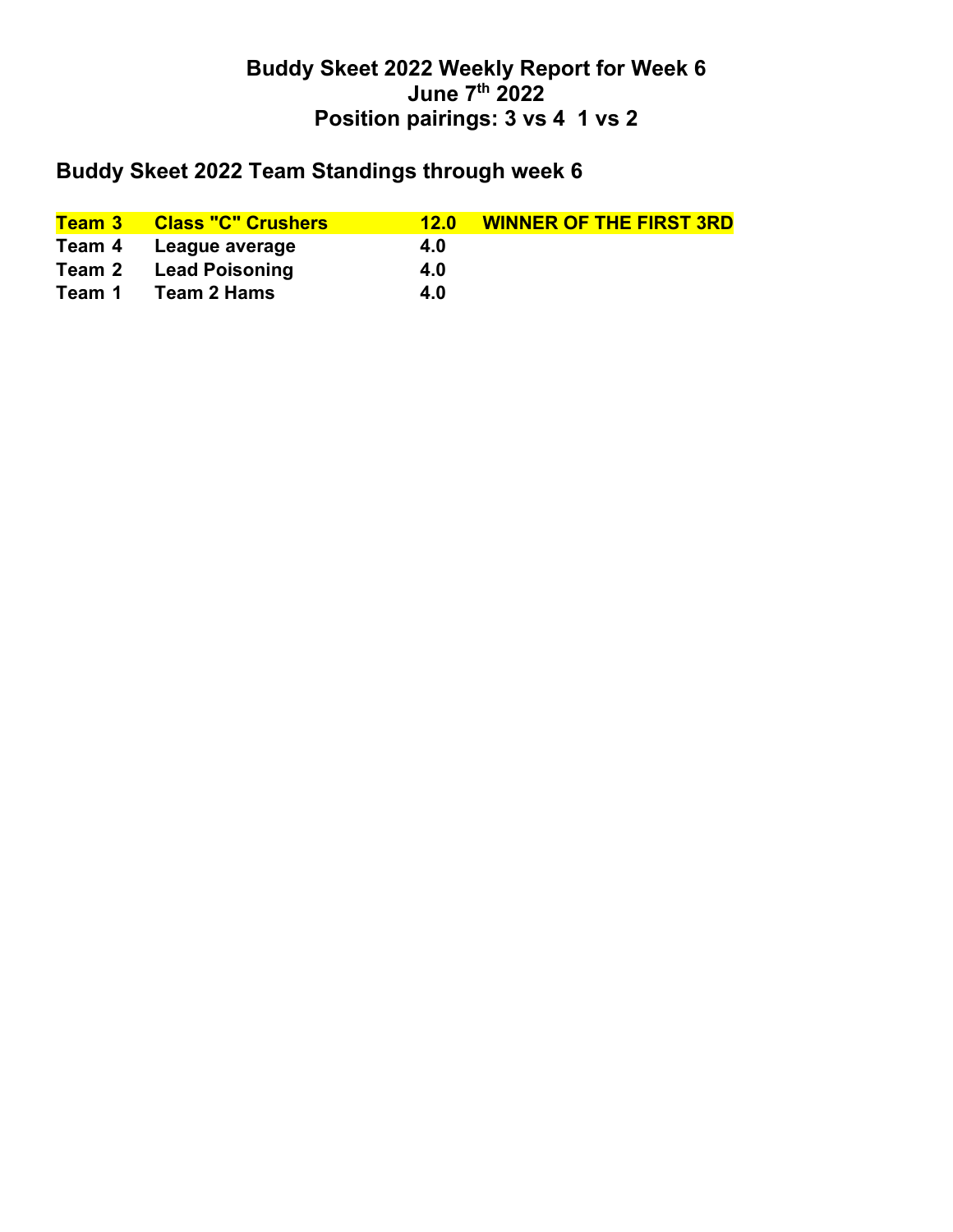# Buddy Skeet 2022 Weekly Report for Week 6
# June 7th 2022
# Position pairings: 3 vs 4  1 vs 2

## Buddy Skeet 2022 Team Standings through week 6

| | | | |
|---|---|---|---|
| **Team 3** | **Class "C" Crushers** | **12.0** | **WINNER OF THE FIRST 3RD** |
| **Team 4** | **League average** | **4.0** | |
| **Team 2** | **Lead Poisoning** | **4.0** | |
| **Team 1** | **Team 2 Hams** | **4.0** | |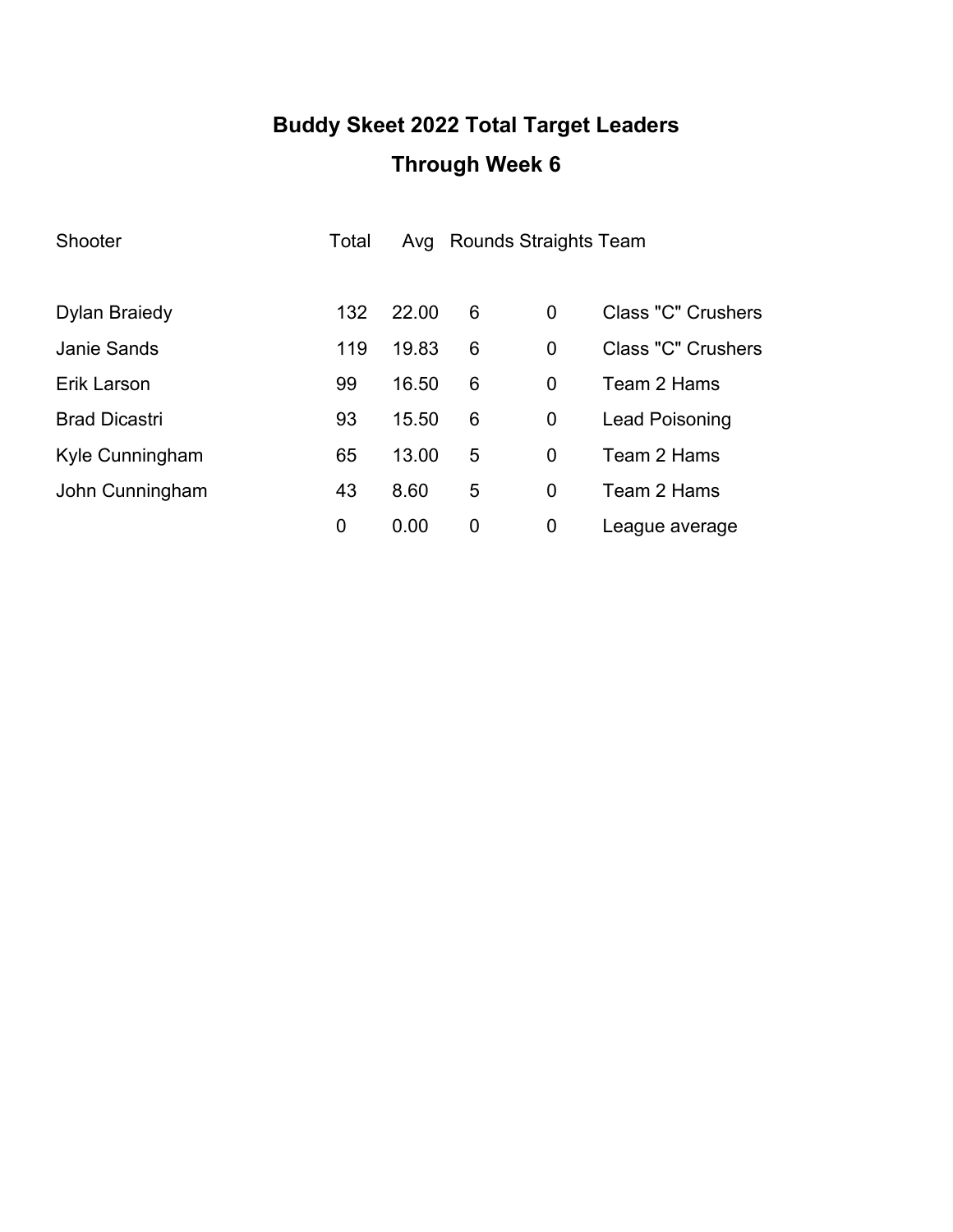# Buddy Skeet 2022 Total Target Leaders

## Through Week 6

| Shooter | Total | Avg | Rounds | Straights | Team |
|---|---|---|---|---|---|
| Dylan Braiedy | 132 | 22.00 | 6 | 0 | Class "C" Crushers |
| Janie Sands | 119 | 19.83 | 6 | 0 | Class "C" Crushers |
| Erik Larson | 99 | 16.50 | 6 | 0 | Team 2 Hams |
| Brad Dicastri | 93 | 15.50 | 6 | 0 | Lead Poisoning |
| Kyle Cunningham | 65 | 13.00 | 5 | 0 | Team 2 Hams |
| John Cunningham | 43 | 8.60 | 5 | 0 | Team 2 Hams |
| | 0 | 0.00 | 0 | 0 | League average |